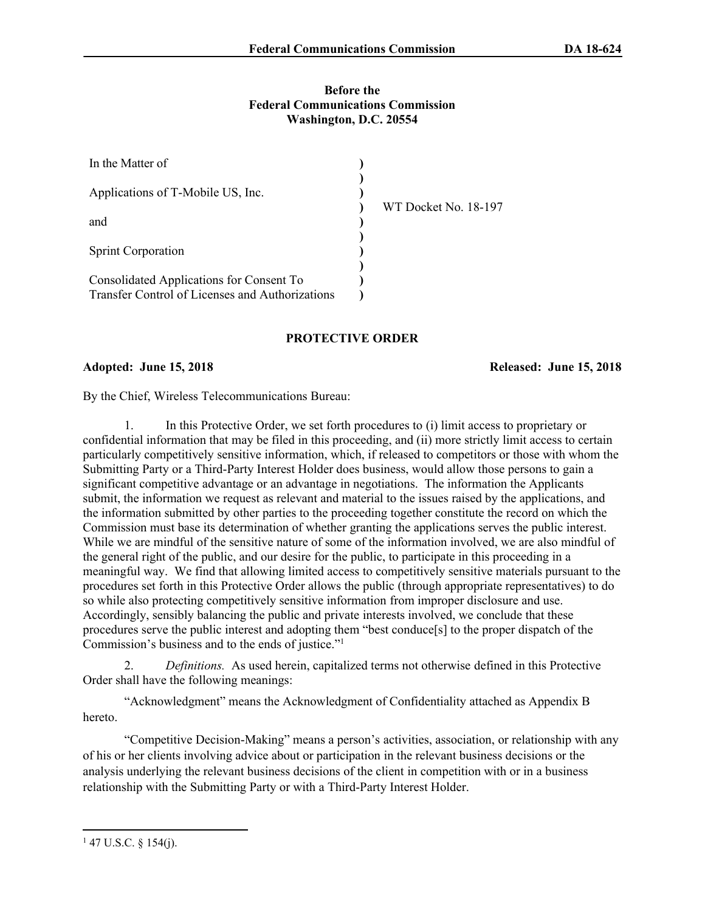**Before the**
**Federal Communications Commission**
**Washington, D.C. 20554**

| | | |
|---|---|---|
| In the Matter of | ) | |
| | ) | |
| Applications of T-Mobile US, Inc. | ) | |
| | ) | WT Docket No. 18-197 |
| and | ) | |
| | ) | |
| Sprint Corporation | ) | |
| | ) | |
| Consolidated Applications for Consent To Transfer Control of Licenses and Authorizations | ) | |

## PROTECTIVE ORDER

**Adopted: June 15, 2018** **Released: June 15, 2018**

By the Chief, Wireless Telecommunications Bureau:

1. In this Protective Order, we set forth procedures to (i) limit access to proprietary or confidential information that may be filed in this proceeding, and (ii) more strictly limit access to certain particularly competitively sensitive information, which, if released to competitors or those with whom the Submitting Party or a Third-Party Interest Holder does business, would allow those persons to gain a significant competitive advantage or an advantage in negotiations. The information the Applicants submit, the information we request as relevant and material to the issues raised by the applications, and the information submitted by other parties to the proceeding together constitute the record on which the Commission must base its determination of whether granting the applications serves the public interest. While we are mindful of the sensitive nature of some of the information involved, we are also mindful of the general right of the public, and our desire for the public, to participate in this proceeding in a meaningful way. We find that allowing limited access to competitively sensitive materials pursuant to the procedures set forth in this Protective Order allows the public (through appropriate representatives) to do so while also protecting competitively sensitive information from improper disclosure and use. Accordingly, sensibly balancing the public and private interests involved, we conclude that these procedures serve the public interest and adopting them "best conduce[s] to the proper dispatch of the Commission's business and to the ends of justice."[1]

2. *Definitions.* As used herein, capitalized terms not otherwise defined in this Protective Order shall have the following meanings:

"Acknowledgment" means the Acknowledgment of Confidentiality attached as Appendix B hereto.

"Competitive Decision-Making" means a person's activities, association, or relationship with any of his or her clients involving advice about or participation in the relevant business decisions or the analysis underlying the relevant business decisions of the client in competition with or in a business relationship with the Submitting Party or with a Third-Party Interest Holder.

---

[1] 47 U.S.C. § 154(j).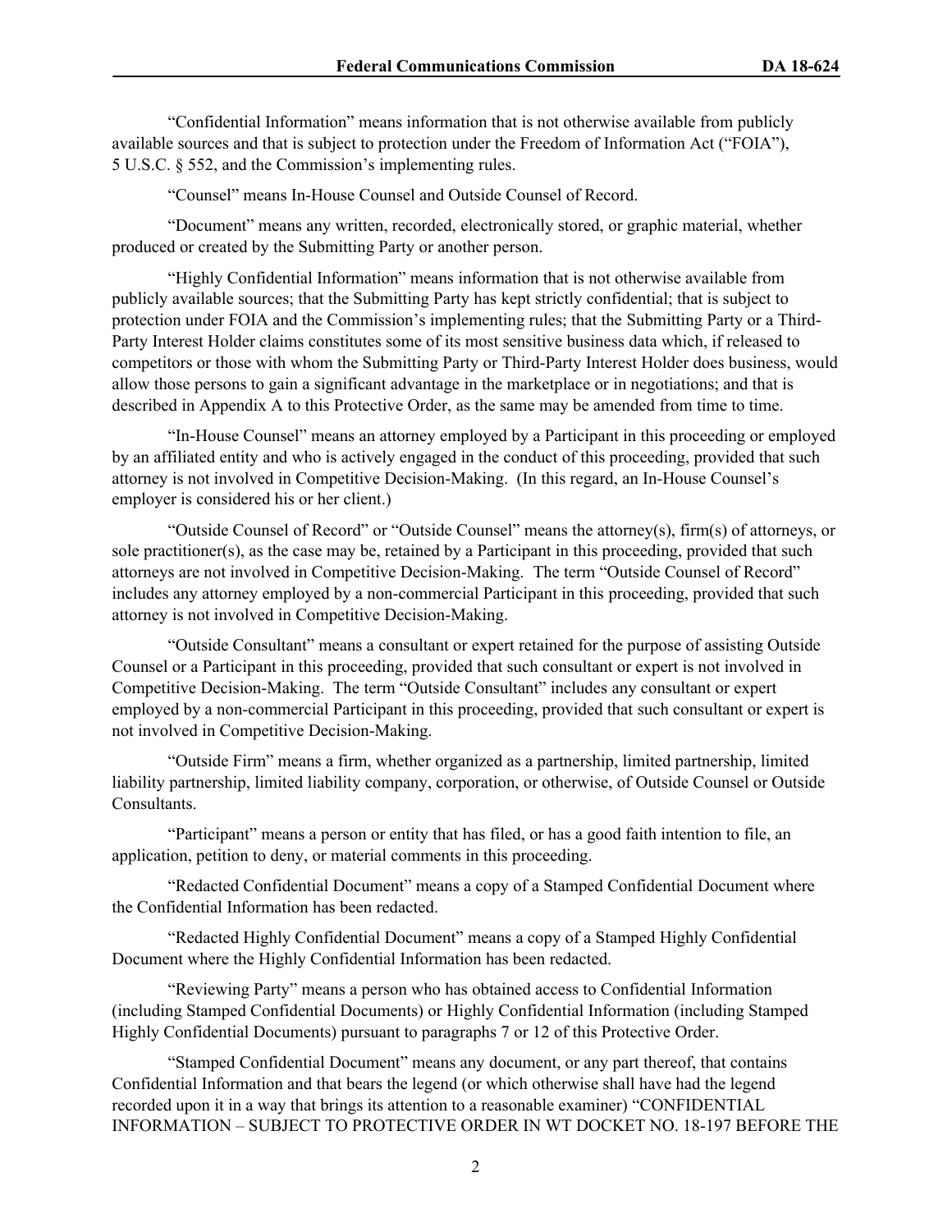"Confidential Information" means information that is not otherwise available from publicly available sources and that is subject to protection under the Freedom of Information Act ("FOIA"), 5 U.S.C. § 552, and the Commission's implementing rules.

"Counsel" means In-House Counsel and Outside Counsel of Record.

"Document" means any written, recorded, electronically stored, or graphic material, whether produced or created by the Submitting Party or another person.

"Highly Confidential Information" means information that is not otherwise available from publicly available sources; that the Submitting Party has kept strictly confidential; that is subject to protection under FOIA and the Commission's implementing rules; that the Submitting Party or a Third-Party Interest Holder claims constitutes some of its most sensitive business data which, if released to competitors or those with whom the Submitting Party or Third-Party Interest Holder does business, would allow those persons to gain a significant advantage in the marketplace or in negotiations; and that is described in Appendix A to this Protective Order, as the same may be amended from time to time.

"In-House Counsel" means an attorney employed by a Participant in this proceeding or employed by an affiliated entity and who is actively engaged in the conduct of this proceeding, provided that such attorney is not involved in Competitive Decision-Making. (In this regard, an In-House Counsel's employer is considered his or her client.)

"Outside Counsel of Record" or "Outside Counsel" means the attorney(s), firm(s) of attorneys, or sole practitioner(s), as the case may be, retained by a Participant in this proceeding, provided that such attorneys are not involved in Competitive Decision-Making. The term "Outside Counsel of Record" includes any attorney employed by a non-commercial Participant in this proceeding, provided that such attorney is not involved in Competitive Decision-Making.

"Outside Consultant" means a consultant or expert retained for the purpose of assisting Outside Counsel or a Participant in this proceeding, provided that such consultant or expert is not involved in Competitive Decision-Making. The term "Outside Consultant" includes any consultant or expert employed by a non-commercial Participant in this proceeding, provided that such consultant or expert is not involved in Competitive Decision-Making.

"Outside Firm" means a firm, whether organized as a partnership, limited partnership, limited liability partnership, limited liability company, corporation, or otherwise, of Outside Counsel or Outside Consultants.

"Participant" means a person or entity that has filed, or has a good faith intention to file, an application, petition to deny, or material comments in this proceeding.

"Redacted Confidential Document" means a copy of a Stamped Confidential Document where the Confidential Information has been redacted.

"Redacted Highly Confidential Document" means a copy of a Stamped Highly Confidential Document where the Highly Confidential Information has been redacted.

"Reviewing Party" means a person who has obtained access to Confidential Information (including Stamped Confidential Documents) or Highly Confidential Information (including Stamped Highly Confidential Documents) pursuant to paragraphs 7 or 12 of this Protective Order.

"Stamped Confidential Document" means any document, or any part thereof, that contains Confidential Information and that bears the legend (or which otherwise shall have had the legend recorded upon it in a way that brings its attention to a reasonable examiner) "CONFIDENTIAL INFORMATION – SUBJECT TO PROTECTIVE ORDER IN WT DOCKET NO. 18-197 BEFORE THE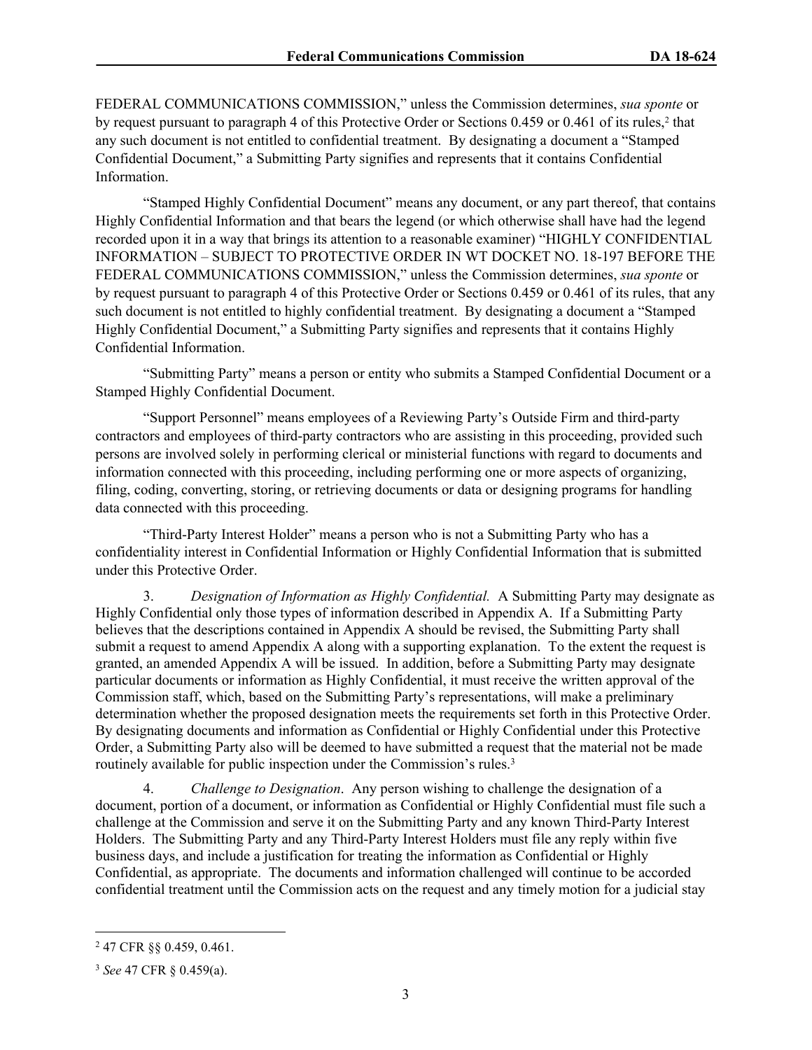FEDERAL COMMUNICATIONS COMMISSION," unless the Commission determines, *sua sponte* or by request pursuant to paragraph 4 of this Protective Order or Sections 0.459 or 0.461 of its rules,[2] that any such document is not entitled to confidential treatment. By designating a document a "Stamped Confidential Document," a Submitting Party signifies and represents that it contains Confidential Information.

"Stamped Highly Confidential Document" means any document, or any part thereof, that contains Highly Confidential Information and that bears the legend (or which otherwise shall have had the legend recorded upon it in a way that brings its attention to a reasonable examiner) "HIGHLY CONFIDENTIAL INFORMATION – SUBJECT TO PROTECTIVE ORDER IN WT DOCKET NO. 18-197 BEFORE THE FEDERAL COMMUNICATIONS COMMISSION," unless the Commission determines, *sua sponte* or by request pursuant to paragraph 4 of this Protective Order or Sections 0.459 or 0.461 of its rules, that any such document is not entitled to highly confidential treatment. By designating a document a "Stamped Highly Confidential Document," a Submitting Party signifies and represents that it contains Highly Confidential Information.

"Submitting Party" means a person or entity who submits a Stamped Confidential Document or a Stamped Highly Confidential Document.

"Support Personnel" means employees of a Reviewing Party's Outside Firm and third-party contractors and employees of third-party contractors who are assisting in this proceeding, provided such persons are involved solely in performing clerical or ministerial functions with regard to documents and information connected with this proceeding, including performing one or more aspects of organizing, filing, coding, converting, storing, or retrieving documents or data or designing programs for handling data connected with this proceeding.

"Third-Party Interest Holder" means a person who is not a Submitting Party who has a confidentiality interest in Confidential Information or Highly Confidential Information that is submitted under this Protective Order.

3. *Designation of Information as Highly Confidential.* A Submitting Party may designate as Highly Confidential only those types of information described in Appendix A. If a Submitting Party believes that the descriptions contained in Appendix A should be revised, the Submitting Party shall submit a request to amend Appendix A along with a supporting explanation. To the extent the request is granted, an amended Appendix A will be issued. In addition, before a Submitting Party may designate particular documents or information as Highly Confidential, it must receive the written approval of the Commission staff, which, based on the Submitting Party's representations, will make a preliminary determination whether the proposed designation meets the requirements set forth in this Protective Order. By designating documents and information as Confidential or Highly Confidential under this Protective Order, a Submitting Party also will be deemed to have submitted a request that the material not be made routinely available for public inspection under the Commission's rules.[3]

4. *Challenge to Designation*. Any person wishing to challenge the designation of a document, portion of a document, or information as Confidential or Highly Confidential must file such a challenge at the Commission and serve it on the Submitting Party and any known Third-Party Interest Holders. The Submitting Party and any Third-Party Interest Holders must file any reply within five business days, and include a justification for treating the information as Confidential or Highly Confidential, as appropriate. The documents and information challenged will continue to be accorded confidential treatment until the Commission acts on the request and any timely motion for a judicial stay

---

[2] 47 CFR §§ 0.459, 0.461.

[3] *See* 47 CFR § 0.459(a).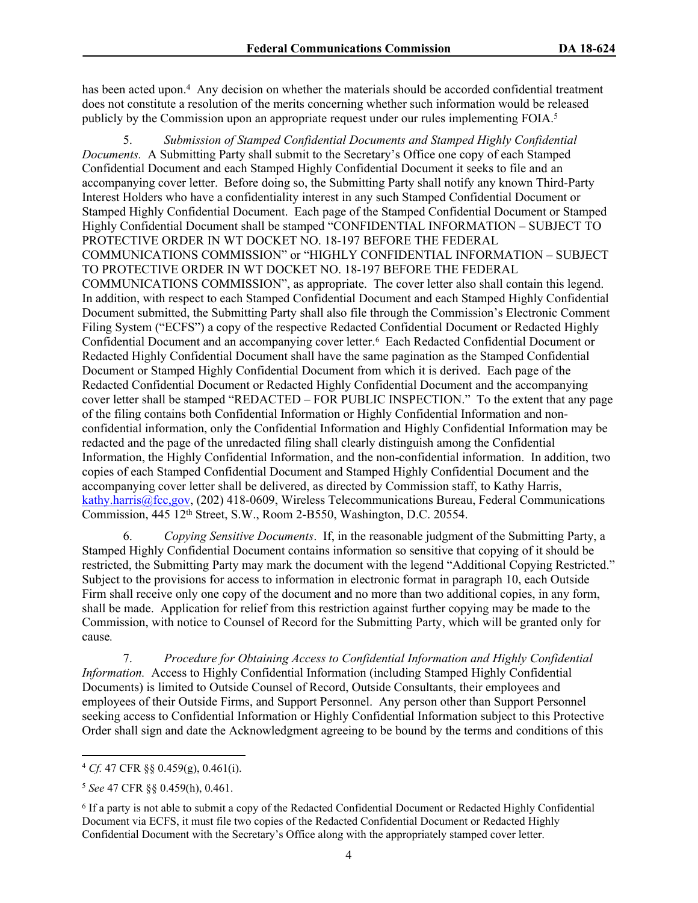has been acted upon.[4] Any decision on whether the materials should be accorded confidential treatment does not constitute a resolution of the merits concerning whether such information would be released publicly by the Commission upon an appropriate request under our rules implementing FOIA.[5]

5. *Submission of Stamped Confidential Documents and Stamped Highly Confidential Documents.* A Submitting Party shall submit to the Secretary's Office one copy of each Stamped Confidential Document and each Stamped Highly Confidential Document it seeks to file and an accompanying cover letter. Before doing so, the Submitting Party shall notify any known Third-Party Interest Holders who have a confidentiality interest in any such Stamped Confidential Document or Stamped Highly Confidential Document. Each page of the Stamped Confidential Document or Stamped Highly Confidential Document shall be stamped "CONFIDENTIAL INFORMATION – SUBJECT TO PROTECTIVE ORDER IN WT DOCKET NO. 18-197 BEFORE THE FEDERAL COMMUNICATIONS COMMISSION" or "HIGHLY CONFIDENTIAL INFORMATION – SUBJECT TO PROTECTIVE ORDER IN WT DOCKET NO. 18-197 BEFORE THE FEDERAL COMMUNICATIONS COMMISSION", as appropriate. The cover letter also shall contain this legend. In addition, with respect to each Stamped Confidential Document and each Stamped Highly Confidential Document submitted, the Submitting Party shall also file through the Commission's Electronic Comment Filing System ("ECFS") a copy of the respective Redacted Confidential Document or Redacted Highly Confidential Document and an accompanying cover letter.[6] Each Redacted Confidential Document or Redacted Highly Confidential Document shall have the same pagination as the Stamped Confidential Document or Stamped Highly Confidential Document from which it is derived. Each page of the Redacted Confidential Document or Redacted Highly Confidential Document and the accompanying cover letter shall be stamped "REDACTED – FOR PUBLIC INSPECTION." To the extent that any page of the filing contains both Confidential Information or Highly Confidential Information and non-confidential information, only the Confidential Information and Highly Confidential Information may be redacted and the page of the unredacted filing shall clearly distinguish among the Confidential Information, the Highly Confidential Information, and the non-confidential information. In addition, two copies of each Stamped Confidential Document and Stamped Highly Confidential Document and the accompanying cover letter shall be delivered, as directed by Commission staff, to Kathy Harris, kathy.harris@fcc,gov, (202) 418-0609, Wireless Telecommunications Bureau, Federal Communications Commission, 445 12th Street, S.W., Room 2-B550, Washington, D.C. 20554.

6. *Copying Sensitive Documents*. If, in the reasonable judgment of the Submitting Party, a Stamped Highly Confidential Document contains information so sensitive that copying of it should be restricted, the Submitting Party may mark the document with the legend "Additional Copying Restricted." Subject to the provisions for access to information in electronic format in paragraph 10, each Outside Firm shall receive only one copy of the document and no more than two additional copies, in any form, shall be made. Application for relief from this restriction against further copying may be made to the Commission, with notice to Counsel of Record for the Submitting Party, which will be granted only for cause*.*

7. *Procedure for Obtaining Access to Confidential Information and Highly Confidential Information.* Access to Highly Confidential Information (including Stamped Highly Confidential Documents) is limited to Outside Counsel of Record, Outside Consultants, their employees and employees of their Outside Firms, and Support Personnel. Any person other than Support Personnel seeking access to Confidential Information or Highly Confidential Information subject to this Protective Order shall sign and date the Acknowledgment agreeing to be bound by the terms and conditions of this

---

[4] *Cf.* 47 CFR §§ 0.459(g), 0.461(i).

[5] *See* 47 CFR §§ 0.459(h), 0.461.

[6] If a party is not able to submit a copy of the Redacted Confidential Document or Redacted Highly Confidential Document via ECFS, it must file two copies of the Redacted Confidential Document or Redacted Highly Confidential Document with the Secretary's Office along with the appropriately stamped cover letter.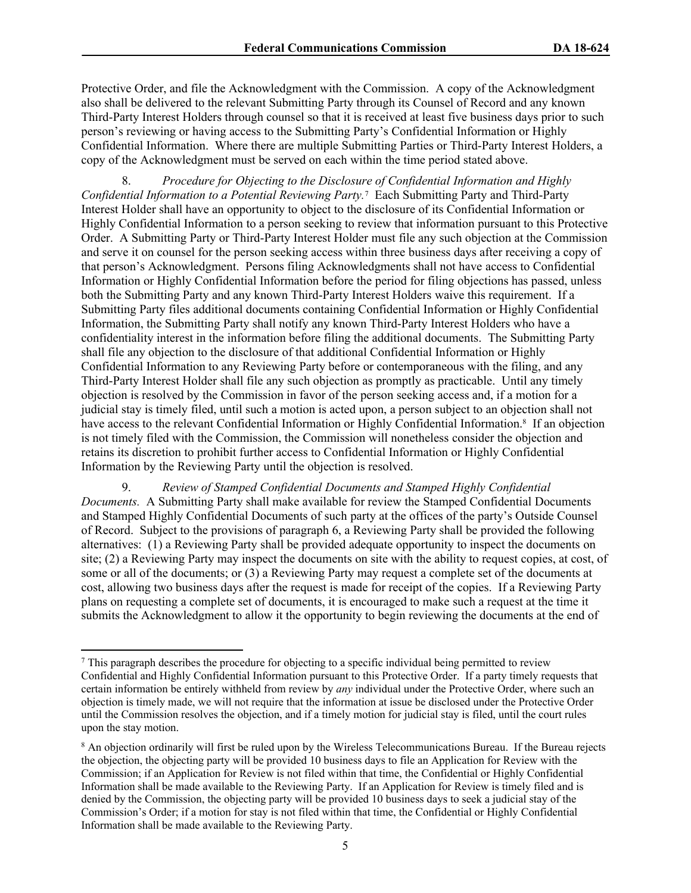Protective Order, and file the Acknowledgment with the Commission. A copy of the Acknowledgment also shall be delivered to the relevant Submitting Party through its Counsel of Record and any known Third-Party Interest Holders through counsel so that it is received at least five business days prior to such person's reviewing or having access to the Submitting Party's Confidential Information or Highly Confidential Information. Where there are multiple Submitting Parties or Third-Party Interest Holders, a copy of the Acknowledgment must be served on each within the time period stated above.

8. *Procedure for Objecting to the Disclosure of Confidential Information and Highly Confidential Information to a Potential Reviewing Party.*[7] Each Submitting Party and Third-Party Interest Holder shall have an opportunity to object to the disclosure of its Confidential Information or Highly Confidential Information to a person seeking to review that information pursuant to this Protective Order. A Submitting Party or Third-Party Interest Holder must file any such objection at the Commission and serve it on counsel for the person seeking access within three business days after receiving a copy of that person's Acknowledgment. Persons filing Acknowledgments shall not have access to Confidential Information or Highly Confidential Information before the period for filing objections has passed, unless both the Submitting Party and any known Third-Party Interest Holders waive this requirement. If a Submitting Party files additional documents containing Confidential Information or Highly Confidential Information, the Submitting Party shall notify any known Third-Party Interest Holders who have a confidentiality interest in the information before filing the additional documents. The Submitting Party shall file any objection to the disclosure of that additional Confidential Information or Highly Confidential Information to any Reviewing Party before or contemporaneous with the filing, and any Third-Party Interest Holder shall file any such objection as promptly as practicable. Until any timely objection is resolved by the Commission in favor of the person seeking access and, if a motion for a judicial stay is timely filed, until such a motion is acted upon, a person subject to an objection shall not have access to the relevant Confidential Information or Highly Confidential Information.[8] If an objection is not timely filed with the Commission, the Commission will nonetheless consider the objection and retains its discretion to prohibit further access to Confidential Information or Highly Confidential Information by the Reviewing Party until the objection is resolved.

9. *Review of Stamped Confidential Documents and Stamped Highly Confidential Documents.* A Submitting Party shall make available for review the Stamped Confidential Documents and Stamped Highly Confidential Documents of such party at the offices of the party's Outside Counsel of Record. Subject to the provisions of paragraph 6, a Reviewing Party shall be provided the following alternatives: (1) a Reviewing Party shall be provided adequate opportunity to inspect the documents on site; (2) a Reviewing Party may inspect the documents on site with the ability to request copies, at cost, of some or all of the documents; or (3) a Reviewing Party may request a complete set of the documents at cost, allowing two business days after the request is made for receipt of the copies. If a Reviewing Party plans on requesting a complete set of documents, it is encouraged to make such a request at the time it submits the Acknowledgment to allow it the opportunity to begin reviewing the documents at the end of

---

[7] This paragraph describes the procedure for objecting to a specific individual being permitted to review Confidential and Highly Confidential Information pursuant to this Protective Order. If a party timely requests that certain information be entirely withheld from review by *any* individual under the Protective Order, where such an objection is timely made, we will not require that the information at issue be disclosed under the Protective Order until the Commission resolves the objection, and if a timely motion for judicial stay is filed, until the court rules upon the stay motion.

[8] An objection ordinarily will first be ruled upon by the Wireless Telecommunications Bureau. If the Bureau rejects the objection, the objecting party will be provided 10 business days to file an Application for Review with the Commission; if an Application for Review is not filed within that time, the Confidential or Highly Confidential Information shall be made available to the Reviewing Party. If an Application for Review is timely filed and is denied by the Commission, the objecting party will be provided 10 business days to seek a judicial stay of the Commission's Order; if a motion for stay is not filed within that time, the Confidential or Highly Confidential Information shall be made available to the Reviewing Party.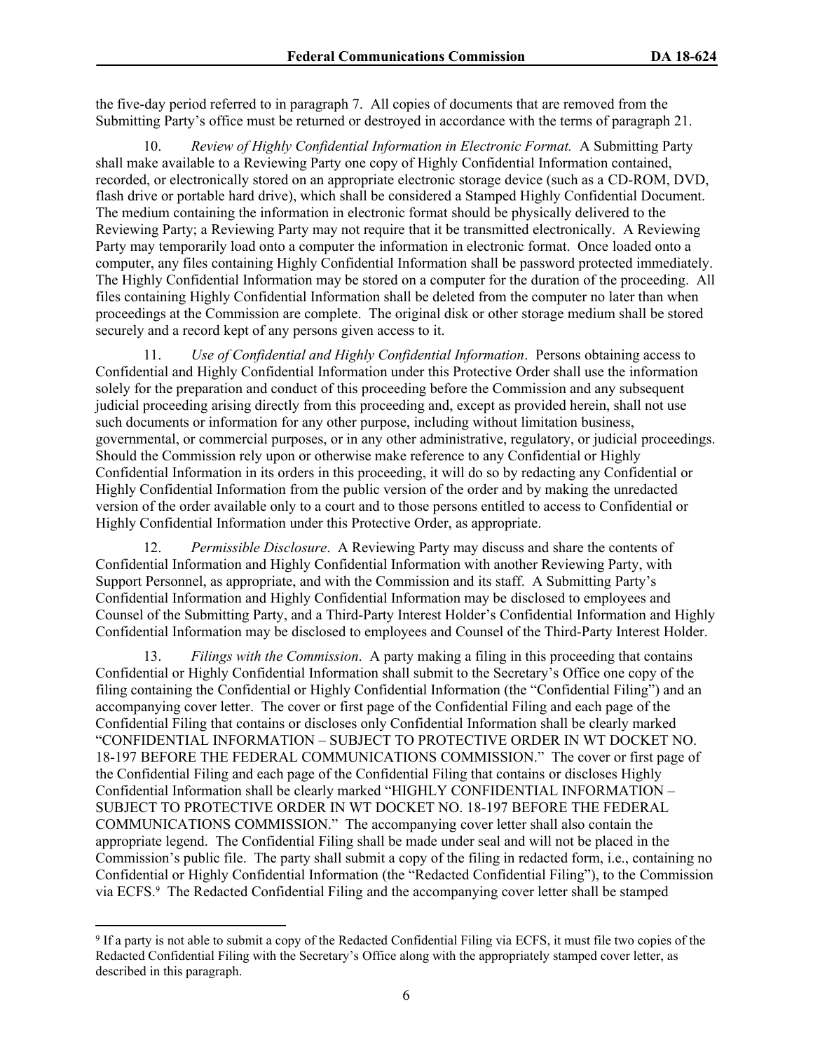the five-day period referred to in paragraph 7. All copies of documents that are removed from the Submitting Party's office must be returned or destroyed in accordance with the terms of paragraph 21.

10. *Review of Highly Confidential Information in Electronic Format.* A Submitting Party shall make available to a Reviewing Party one copy of Highly Confidential Information contained, recorded, or electronically stored on an appropriate electronic storage device (such as a CD-ROM, DVD, flash drive or portable hard drive), which shall be considered a Stamped Highly Confidential Document. The medium containing the information in electronic format should be physically delivered to the Reviewing Party; a Reviewing Party may not require that it be transmitted electronically. A Reviewing Party may temporarily load onto a computer the information in electronic format. Once loaded onto a computer, any files containing Highly Confidential Information shall be password protected immediately. The Highly Confidential Information may be stored on a computer for the duration of the proceeding. All files containing Highly Confidential Information shall be deleted from the computer no later than when proceedings at the Commission are complete. The original disk or other storage medium shall be stored securely and a record kept of any persons given access to it.

11. *Use of Confidential and Highly Confidential Information*. Persons obtaining access to Confidential and Highly Confidential Information under this Protective Order shall use the information solely for the preparation and conduct of this proceeding before the Commission and any subsequent judicial proceeding arising directly from this proceeding and, except as provided herein, shall not use such documents or information for any other purpose, including without limitation business, governmental, or commercial purposes, or in any other administrative, regulatory, or judicial proceedings. Should the Commission rely upon or otherwise make reference to any Confidential or Highly Confidential Information in its orders in this proceeding, it will do so by redacting any Confidential or Highly Confidential Information from the public version of the order and by making the unredacted version of the order available only to a court and to those persons entitled to access to Confidential or Highly Confidential Information under this Protective Order, as appropriate.

12. *Permissible Disclosure*. A Reviewing Party may discuss and share the contents of Confidential Information and Highly Confidential Information with another Reviewing Party, with Support Personnel, as appropriate, and with the Commission and its staff. A Submitting Party's Confidential Information and Highly Confidential Information may be disclosed to employees and Counsel of the Submitting Party, and a Third-Party Interest Holder's Confidential Information and Highly Confidential Information may be disclosed to employees and Counsel of the Third-Party Interest Holder.

13. *Filings with the Commission*. A party making a filing in this proceeding that contains Confidential or Highly Confidential Information shall submit to the Secretary's Office one copy of the filing containing the Confidential or Highly Confidential Information (the "Confidential Filing") and an accompanying cover letter. The cover or first page of the Confidential Filing and each page of the Confidential Filing that contains or discloses only Confidential Information shall be clearly marked "CONFIDENTIAL INFORMATION – SUBJECT TO PROTECTIVE ORDER IN WT DOCKET NO. 18-197 BEFORE THE FEDERAL COMMUNICATIONS COMMISSION." The cover or first page of the Confidential Filing and each page of the Confidential Filing that contains or discloses Highly Confidential Information shall be clearly marked "HIGHLY CONFIDENTIAL INFORMATION – SUBJECT TO PROTECTIVE ORDER IN WT DOCKET NO. 18-197 BEFORE THE FEDERAL COMMUNICATIONS COMMISSION." The accompanying cover letter shall also contain the appropriate legend. The Confidential Filing shall be made under seal and will not be placed in the Commission's public file. The party shall submit a copy of the filing in redacted form, i.e., containing no Confidential or Highly Confidential Information (the "Redacted Confidential Filing"), to the Commission via ECFS.[9] The Redacted Confidential Filing and the accompanying cover letter shall be stamped

[9] If a party is not able to submit a copy of the Redacted Confidential Filing via ECFS, it must file two copies of the Redacted Confidential Filing with the Secretary's Office along with the appropriately stamped cover letter, as described in this paragraph.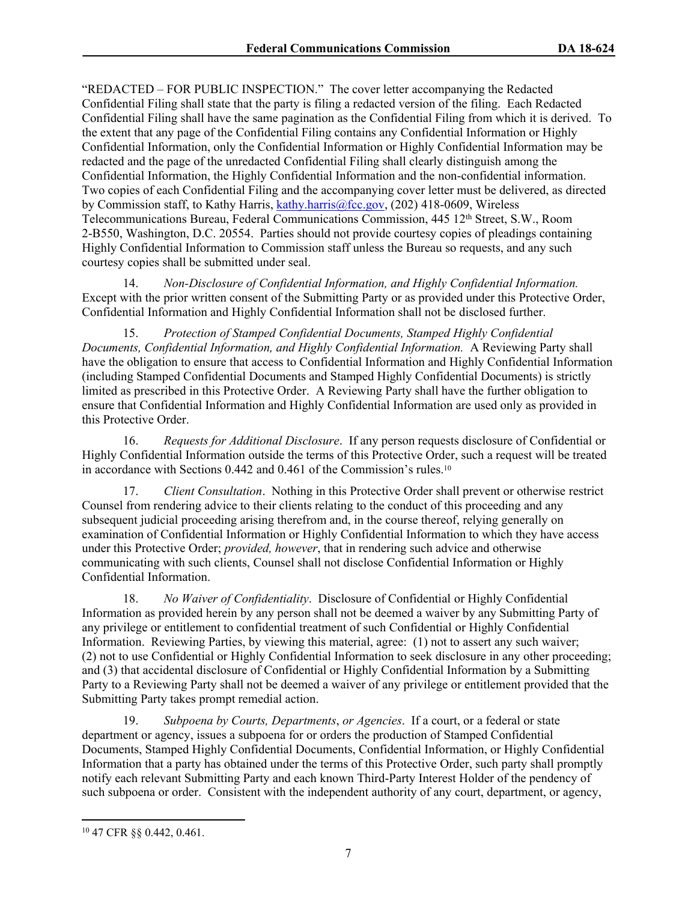"REDACTED – FOR PUBLIC INSPECTION." The cover letter accompanying the Redacted Confidential Filing shall state that the party is filing a redacted version of the filing. Each Redacted Confidential Filing shall have the same pagination as the Confidential Filing from which it is derived. To the extent that any page of the Confidential Filing contains any Confidential Information or Highly Confidential Information, only the Confidential Information or Highly Confidential Information may be redacted and the page of the unredacted Confidential Filing shall clearly distinguish among the Confidential Information, the Highly Confidential Information and the non-confidential information. Two copies of each Confidential Filing and the accompanying cover letter must be delivered, as directed by Commission staff, to Kathy Harris, kathy.harris@fcc.gov, (202) 418-0609, Wireless Telecommunications Bureau, Federal Communications Commission, 445 12th Street, S.W., Room 2-B550, Washington, D.C. 20554. Parties should not provide courtesy copies of pleadings containing Highly Confidential Information to Commission staff unless the Bureau so requests, and any such courtesy copies shall be submitted under seal.

14. *Non-Disclosure of Confidential Information, and Highly Confidential Information.* Except with the prior written consent of the Submitting Party or as provided under this Protective Order, Confidential Information and Highly Confidential Information shall not be disclosed further.

15. *Protection of Stamped Confidential Documents, Stamped Highly Confidential Documents, Confidential Information, and Highly Confidential Information.* A Reviewing Party shall have the obligation to ensure that access to Confidential Information and Highly Confidential Information (including Stamped Confidential Documents and Stamped Highly Confidential Documents) is strictly limited as prescribed in this Protective Order. A Reviewing Party shall have the further obligation to ensure that Confidential Information and Highly Confidential Information are used only as provided in this Protective Order.

16. *Requests for Additional Disclosure*. If any person requests disclosure of Confidential or Highly Confidential Information outside the terms of this Protective Order, such a request will be treated in accordance with Sections 0.442 and 0.461 of the Commission's rules.[10]

17. *Client Consultation*. Nothing in this Protective Order shall prevent or otherwise restrict Counsel from rendering advice to their clients relating to the conduct of this proceeding and any subsequent judicial proceeding arising therefrom and, in the course thereof, relying generally on examination of Confidential Information or Highly Confidential Information to which they have access under this Protective Order; *provided, however*, that in rendering such advice and otherwise communicating with such clients, Counsel shall not disclose Confidential Information or Highly Confidential Information.

18. *No Waiver of Confidentiality*. Disclosure of Confidential or Highly Confidential Information as provided herein by any person shall not be deemed a waiver by any Submitting Party of any privilege or entitlement to confidential treatment of such Confidential or Highly Confidential Information. Reviewing Parties, by viewing this material, agree: (1) not to assert any such waiver; (2) not to use Confidential or Highly Confidential Information to seek disclosure in any other proceeding; and (3) that accidental disclosure of Confidential or Highly Confidential Information by a Submitting Party to a Reviewing Party shall not be deemed a waiver of any privilege or entitlement provided that the Submitting Party takes prompt remedial action.

19. *Subpoena by Courts, Departments, or Agencies*. If a court, or a federal or state department or agency, issues a subpoena for or orders the production of Stamped Confidential Documents, Stamped Highly Confidential Documents, Confidential Information, or Highly Confidential Information that a party has obtained under the terms of this Protective Order, such party shall promptly notify each relevant Submitting Party and each known Third-Party Interest Holder of the pendency of such subpoena or order. Consistent with the independent authority of any court, department, or agency,

---

[10] 47 CFR §§ 0.442, 0.461.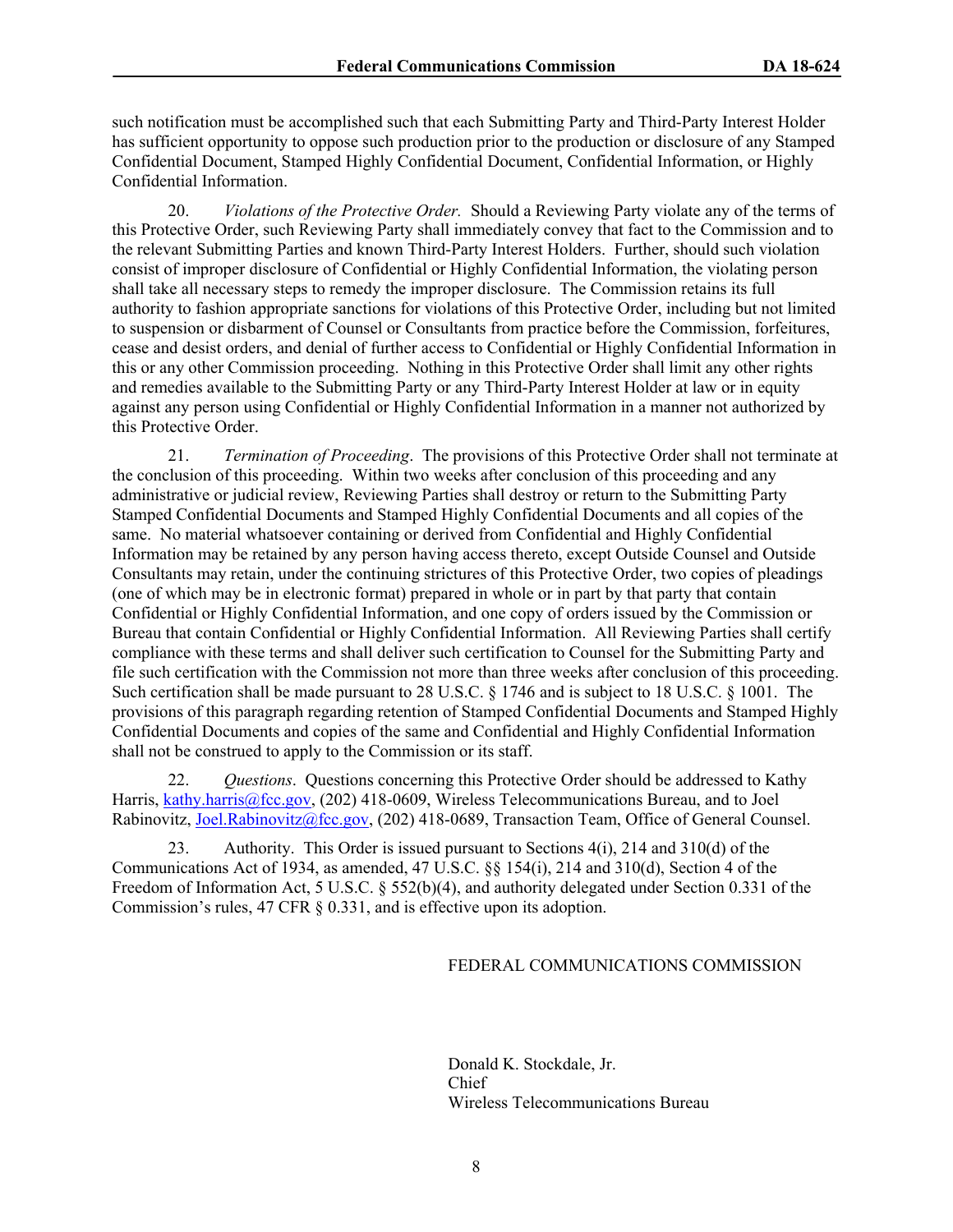such notification must be accomplished such that each Submitting Party and Third-Party Interest Holder has sufficient opportunity to oppose such production prior to the production or disclosure of any Stamped Confidential Document, Stamped Highly Confidential Document, Confidential Information, or Highly Confidential Information.

20. *Violations of the Protective Order.* Should a Reviewing Party violate any of the terms of this Protective Order, such Reviewing Party shall immediately convey that fact to the Commission and to the relevant Submitting Parties and known Third-Party Interest Holders. Further, should such violation consist of improper disclosure of Confidential or Highly Confidential Information, the violating person shall take all necessary steps to remedy the improper disclosure. The Commission retains its full authority to fashion appropriate sanctions for violations of this Protective Order, including but not limited to suspension or disbarment of Counsel or Consultants from practice before the Commission, forfeitures, cease and desist orders, and denial of further access to Confidential or Highly Confidential Information in this or any other Commission proceeding. Nothing in this Protective Order shall limit any other rights and remedies available to the Submitting Party or any Third-Party Interest Holder at law or in equity against any person using Confidential or Highly Confidential Information in a manner not authorized by this Protective Order.

21. *Termination of Proceeding*. The provisions of this Protective Order shall not terminate at the conclusion of this proceeding. Within two weeks after conclusion of this proceeding and any administrative or judicial review, Reviewing Parties shall destroy or return to the Submitting Party Stamped Confidential Documents and Stamped Highly Confidential Documents and all copies of the same. No material whatsoever containing or derived from Confidential and Highly Confidential Information may be retained by any person having access thereto, except Outside Counsel and Outside Consultants may retain, under the continuing strictures of this Protective Order, two copies of pleadings (one of which may be in electronic format) prepared in whole or in part by that party that contain Confidential or Highly Confidential Information, and one copy of orders issued by the Commission or Bureau that contain Confidential or Highly Confidential Information. All Reviewing Parties shall certify compliance with these terms and shall deliver such certification to Counsel for the Submitting Party and file such certification with the Commission not more than three weeks after conclusion of this proceeding. Such certification shall be made pursuant to 28 U.S.C. § 1746 and is subject to 18 U.S.C. § 1001. The provisions of this paragraph regarding retention of Stamped Confidential Documents and Stamped Highly Confidential Documents and copies of the same and Confidential and Highly Confidential Information shall not be construed to apply to the Commission or its staff.

22. *Questions*. Questions concerning this Protective Order should be addressed to Kathy Harris, kathy.harris@fcc.gov, (202) 418-0609, Wireless Telecommunications Bureau, and to Joel Rabinovitz, Joel.Rabinovitz@fcc.gov, (202) 418-0689, Transaction Team, Office of General Counsel.

23. Authority. This Order is issued pursuant to Sections 4(i), 214 and 310(d) of the Communications Act of 1934, as amended, 47 U.S.C. §§ 154(i), 214 and 310(d), Section 4 of the Freedom of Information Act, 5 U.S.C. § 552(b)(4), and authority delegated under Section 0.331 of the Commission's rules, 47 CFR § 0.331, and is effective upon its adoption.

FEDERAL COMMUNICATIONS COMMISSION

Donald K. Stockdale, Jr.
Chief
Wireless Telecommunications Bureau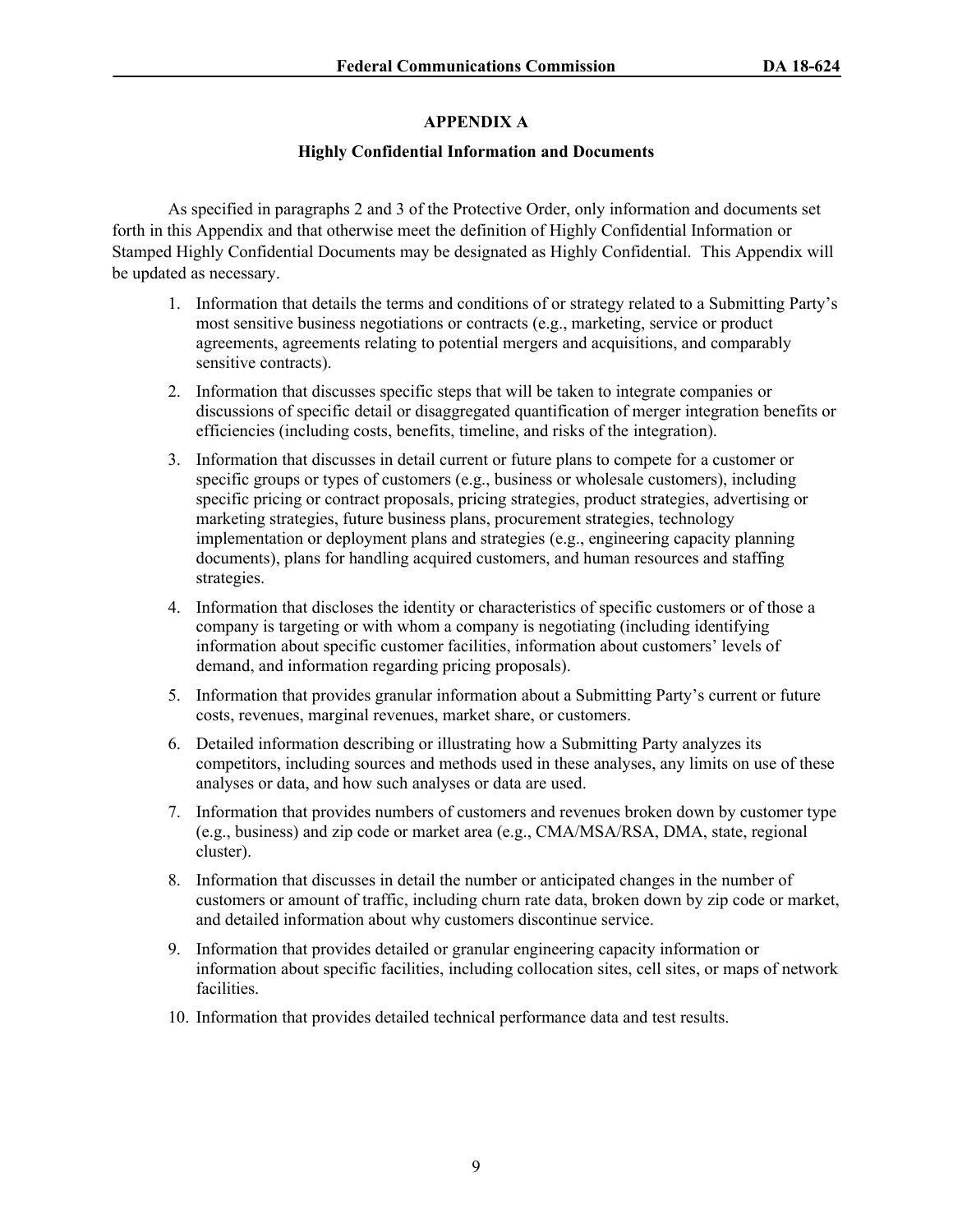## APPENDIX A

### Highly Confidential Information and Documents

As specified in paragraphs 2 and 3 of the Protective Order, only information and documents set forth in this Appendix and that otherwise meet the definition of Highly Confidential Information or Stamped Highly Confidential Documents may be designated as Highly Confidential. This Appendix will be updated as necessary.

1. Information that details the terms and conditions of or strategy related to a Submitting Party's most sensitive business negotiations or contracts (e.g., marketing, service or product agreements, agreements relating to potential mergers and acquisitions, and comparably sensitive contracts).
2. Information that discusses specific steps that will be taken to integrate companies or discussions of specific detail or disaggregated quantification of merger integration benefits or efficiencies (including costs, benefits, timeline, and risks of the integration).
3. Information that discusses in detail current or future plans to compete for a customer or specific groups or types of customers (e.g., business or wholesale customers), including specific pricing or contract proposals, pricing strategies, product strategies, advertising or marketing strategies, future business plans, procurement strategies, technology implementation or deployment plans and strategies (e.g., engineering capacity planning documents), plans for handling acquired customers, and human resources and staffing strategies.
4. Information that discloses the identity or characteristics of specific customers or of those a company is targeting or with whom a company is negotiating (including identifying information about specific customer facilities, information about customers' levels of demand, and information regarding pricing proposals).
5. Information that provides granular information about a Submitting Party's current or future costs, revenues, marginal revenues, market share, or customers.
6. Detailed information describing or illustrating how a Submitting Party analyzes its competitors, including sources and methods used in these analyses, any limits on use of these analyses or data, and how such analyses or data are used.
7. Information that provides numbers of customers and revenues broken down by customer type (e.g., business) and zip code or market area (e.g., CMA/MSA/RSA, DMA, state, regional cluster).
8. Information that discusses in detail the number or anticipated changes in the number of customers or amount of traffic, including churn rate data, broken down by zip code or market, and detailed information about why customers discontinue service.
9. Information that provides detailed or granular engineering capacity information or information about specific facilities, including collocation sites, cell sites, or maps of network facilities.
10. Information that provides detailed technical performance data and test results.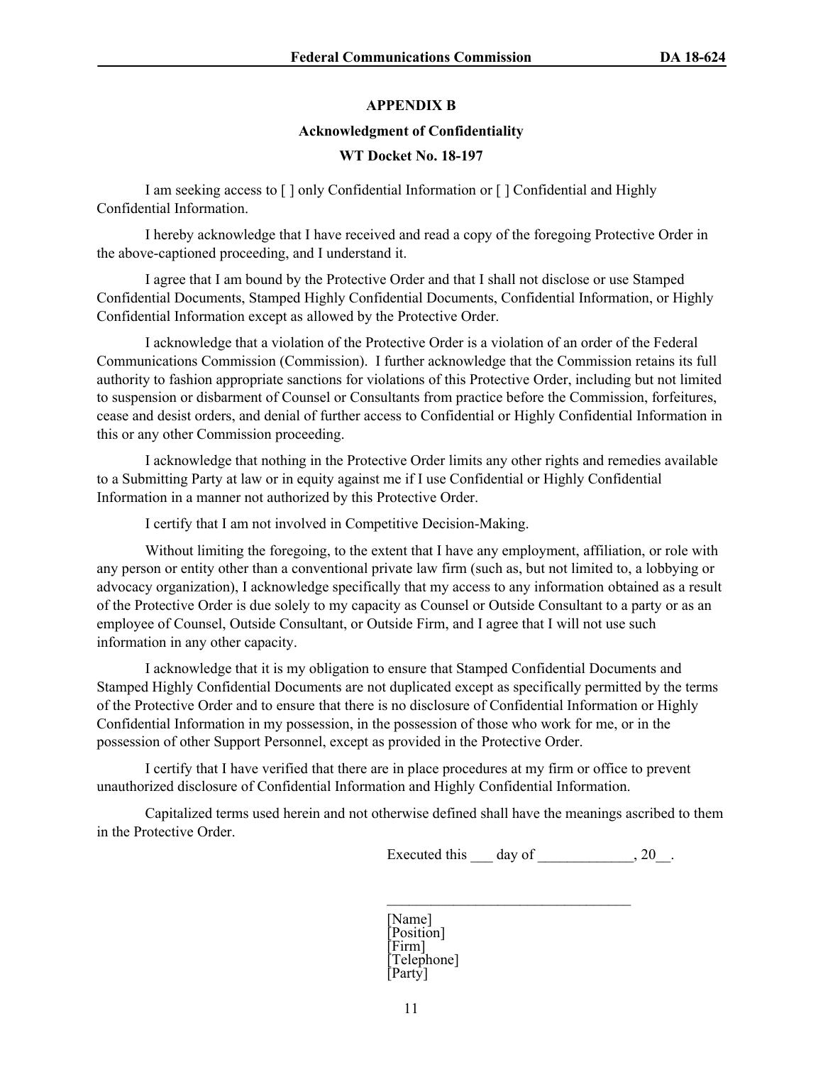## APPENDIX B

### Acknowledgment of Confidentiality

### WT Docket No. 18-197

I am seeking access to [ ] only Confidential Information or [ ] Confidential and Highly Confidential Information.

I hereby acknowledge that I have received and read a copy of the foregoing Protective Order in the above-captioned proceeding, and I understand it.

I agree that I am bound by the Protective Order and that I shall not disclose or use Stamped Confidential Documents, Stamped Highly Confidential Documents, Confidential Information, or Highly Confidential Information except as allowed by the Protective Order.

I acknowledge that a violation of the Protective Order is a violation of an order of the Federal Communications Commission (Commission). I further acknowledge that the Commission retains its full authority to fashion appropriate sanctions for violations of this Protective Order, including but not limited to suspension or disbarment of Counsel or Consultants from practice before the Commission, forfeitures, cease and desist orders, and denial of further access to Confidential or Highly Confidential Information in this or any other Commission proceeding.

I acknowledge that nothing in the Protective Order limits any other rights and remedies available to a Submitting Party at law or in equity against me if I use Confidential or Highly Confidential Information in a manner not authorized by this Protective Order.

I certify that I am not involved in Competitive Decision-Making.

Without limiting the foregoing, to the extent that I have any employment, affiliation, or role with any person or entity other than a conventional private law firm (such as, but not limited to, a lobbying or advocacy organization), I acknowledge specifically that my access to any information obtained as a result of the Protective Order is due solely to my capacity as Counsel or Outside Consultant to a party or as an employee of Counsel, Outside Consultant, or Outside Firm, and I agree that I will not use such information in any other capacity.

I acknowledge that it is my obligation to ensure that Stamped Confidential Documents and Stamped Highly Confidential Documents are not duplicated except as specifically permitted by the terms of the Protective Order and to ensure that there is no disclosure of Confidential Information or Highly Confidential Information in my possession, in the possession of those who work for me, or in the possession of other Support Personnel, except as provided in the Protective Order.

I certify that I have verified that there are in place procedures at my firm or office to prevent unauthorized disclosure of Confidential Information and Highly Confidential Information.

Capitalized terms used herein and not otherwise defined shall have the meanings ascribed to them in the Protective Order.

Executed this ___ day of _____________, 20__.

_________________________________

[Name]
[Position]
[Firm]
[Telephone]
[Party]